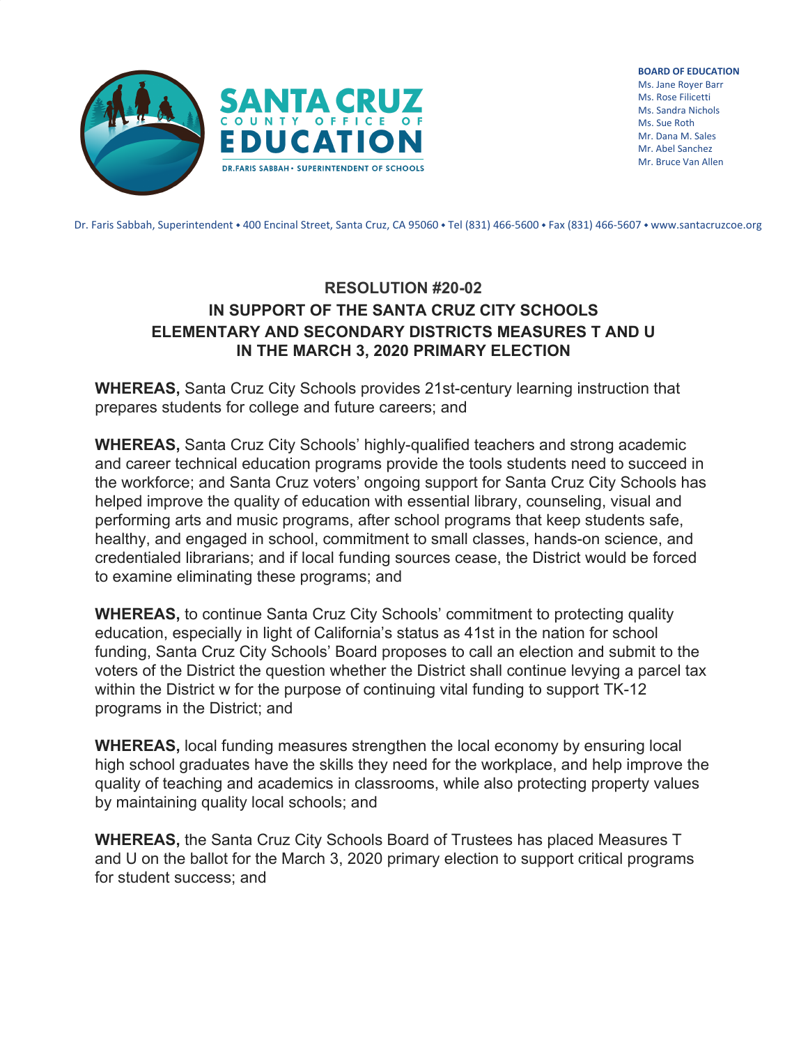SANTA CRUZ COUNTY OFFICE OF EDUCATION

DR. FARIS SABBAH • SUPERINTENDENT OF SCHOOLS

**BOARD OF EDUCATION**
Ms. Jane Royer Barr
Ms. Rose Filicetti
Ms. Sandra Nichols
Ms. Sue Roth
Mr. Dana M. Sales
Mr. Abel Sanchez
Mr. Bruce Van Allen

Dr. Faris Sabbah, Superintendent • 400 Encinal Street, Santa Cruz, CA 95060 • Tel (831) 466-5600 • Fax (831) 466-5607 • www.santacruzcoe.org

## RESOLUTION #20-02
## IN SUPPORT OF THE SANTA CRUZ CITY SCHOOLS ELEMENTARY AND SECONDARY DISTRICTS MEASURES T AND U IN THE MARCH 3, 2020 PRIMARY ELECTION

**WHEREAS,** Santa Cruz City Schools provides 21st-century learning instruction that prepares students for college and future careers; and

**WHEREAS,** Santa Cruz City Schools' highly-qualified teachers and strong academic and career technical education programs provide the tools students need to succeed in the workforce; and Santa Cruz voters' ongoing support for Santa Cruz City Schools has helped improve the quality of education with essential library, counseling, visual and performing arts and music programs, after school programs that keep students safe, healthy, and engaged in school, commitment to small classes, hands-on science, and credentialed librarians; and if local funding sources cease, the District would be forced to examine eliminating these programs; and

**WHEREAS,** to continue Santa Cruz City Schools' commitment to protecting quality education, especially in light of California's status as 41st in the nation for school funding, Santa Cruz City Schools' Board proposes to call an election and submit to the voters of the District the question whether the District shall continue levying a parcel tax within the District w for the purpose of continuing vital funding to support TK-12 programs in the District; and

**WHEREAS,** local funding measures strengthen the local economy by ensuring local high school graduates have the skills they need for the workplace, and help improve the quality of teaching and academics in classrooms, while also protecting property values by maintaining quality local schools; and

**WHEREAS,** the Santa Cruz City Schools Board of Trustees has placed Measures T and U on the ballot for the March 3, 2020 primary election to support critical programs for student success; and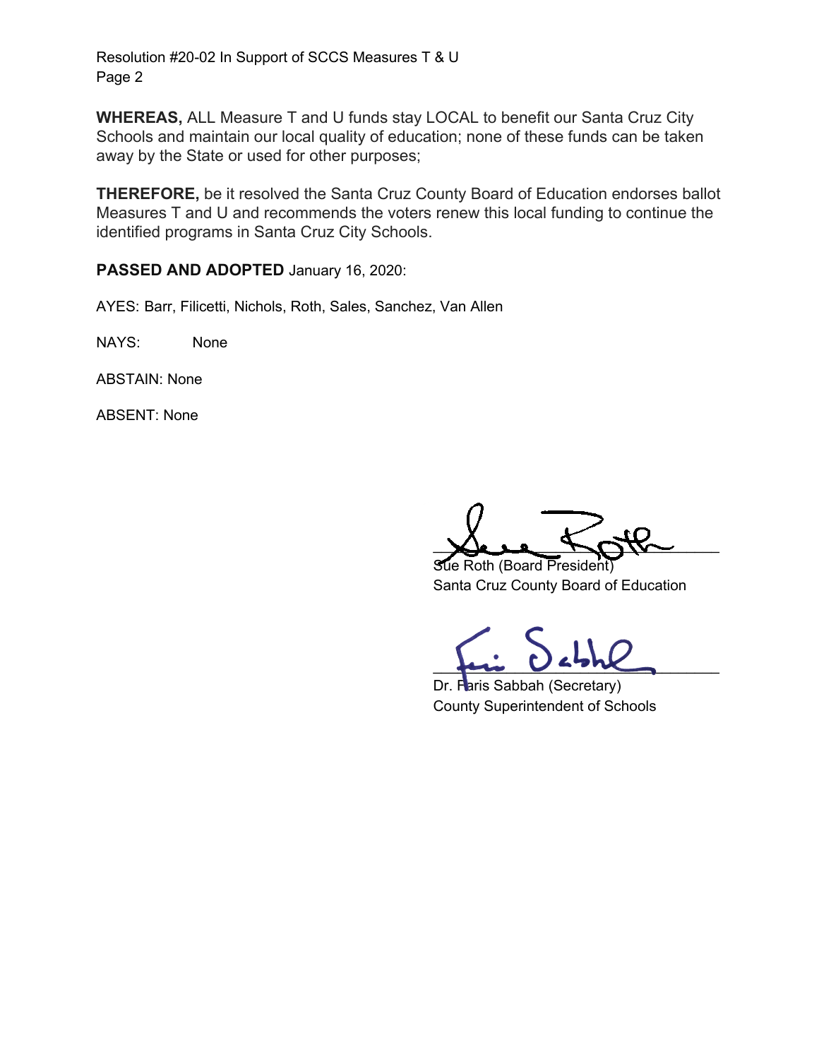**WHEREAS,** ALL Measure T and U funds stay LOCAL to benefit our Santa Cruz City Schools and maintain our local quality of education; none of these funds can be taken away by the State or used for other purposes;

**THEREFORE,** be it resolved the Santa Cruz County Board of Education endorses ballot Measures T and U and recommends the voters renew this local funding to continue the identified programs in Santa Cruz City Schools.

**PASSED AND ADOPTED** January 16, 2020:

AYES: Barr, Filicetti, Nichols, Roth, Sales, Sanchez, Van Allen

NAYS: None

ABSTAIN: None

ABSENT: None

Sue Roth (Board President)
Santa Cruz County Board of Education

Dr. Faris Sabbah (Secretary)
County Superintendent of Schools